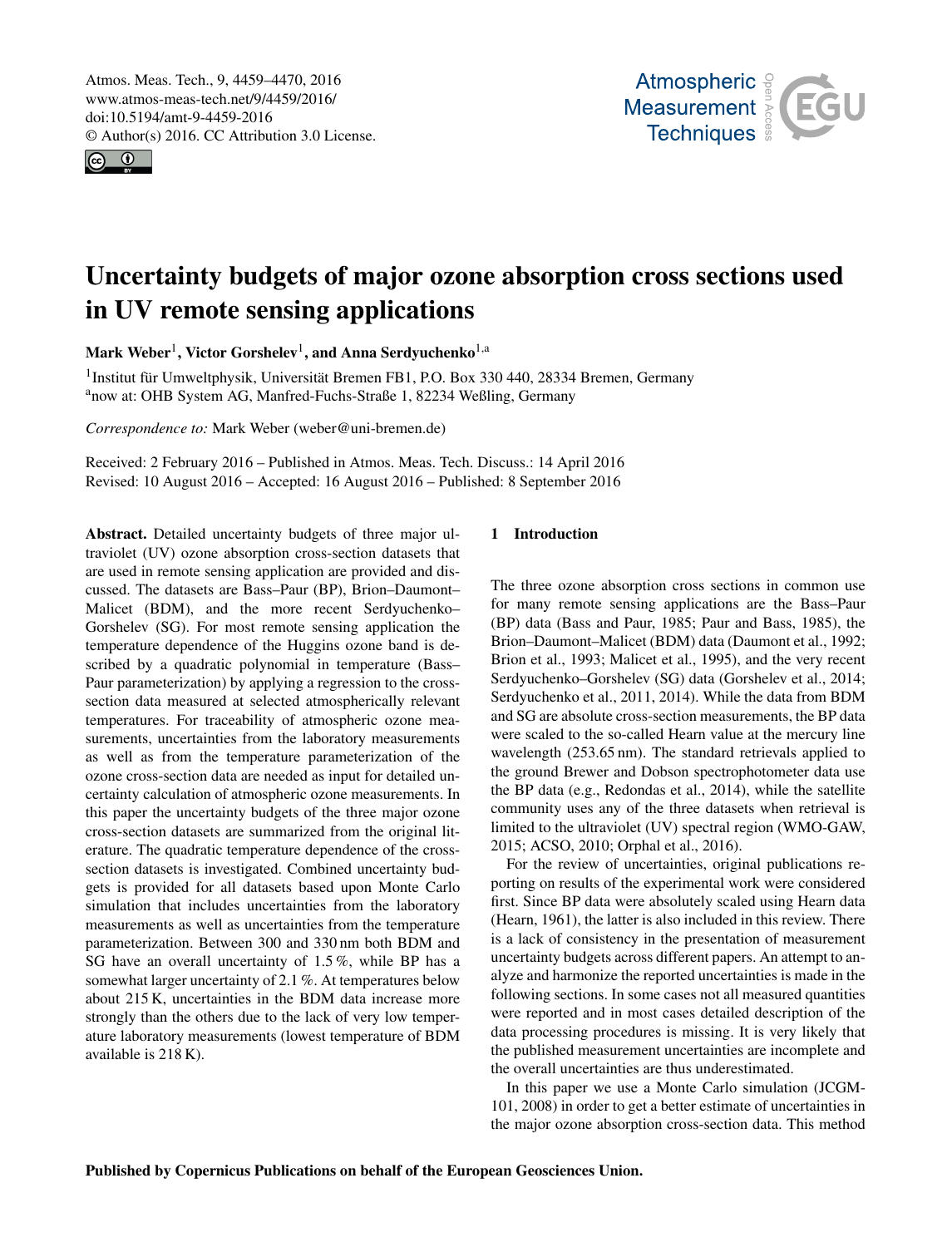# Uncertainty budgets of major ozone absorption cross sections used in UV remote sensing applications

**Mark Weber**[1], **Victor Gorshelev**[1], **and Anna Serdyuchenko**[1,a]

[1]Institut für Umweltphysik, Universität Bremen FB1, P.O. Box 330 440, 28334 Bremen, Germany
[a]now at: OHB System AG, Manfred-Fuchs-Straße 1, 82234 Weßling, Germany

*Correspondence to:* Mark Weber (weber@uni-bremen.de)

Received: 2 February 2016 – Published in Atmos. Meas. Tech. Discuss.: 14 April 2016
Revised: 10 August 2016 – Accepted: 16 August 2016 – Published: 8 September 2016

**Abstract.** Detailed uncertainty budgets of three major ultraviolet (UV) ozone absorption cross-section datasets that are used in remote sensing application are provided and discussed. The datasets are Bass–Paur (BP), Brion–Daumont–Malicet (BDM), and the more recent Serdyuchenko–Gorshelev (SG). For most remote sensing application the temperature dependence of the Huggins ozone band is described by a quadratic polynomial in temperature (Bass–Paur parameterization) by applying a regression to the cross-section data measured at selected atmospherically relevant temperatures. For traceability of atmospheric ozone measurements, uncertainties from the laboratory measurements as well as from the temperature parameterization of the ozone cross-section data are needed as input for detailed uncertainty calculation of atmospheric ozone measurements. In this paper the uncertainty budgets of the three major ozone cross-section datasets are summarized from the original literature. The quadratic temperature dependence of the cross-section datasets is investigated. Combined uncertainty budgets is provided for all datasets based upon Monte Carlo simulation that includes uncertainties from the laboratory measurements as well as uncertainties from the temperature parameterization. Between 300 and 330 nm both BDM and SG have an overall uncertainty of 1.5 %, while BP has a somewhat larger uncertainty of 2.1 %. At temperatures below about 215 K, uncertainties in the BDM data increase more strongly than the others due to the lack of very low temperature laboratory measurements (lowest temperature of BDM available is 218 K).

## 1 Introduction

The three ozone absorption cross sections in common use for many remote sensing applications are the Bass–Paur (BP) data (Bass and Paur, 1985; Paur and Bass, 1985), the Brion–Daumont–Malicet (BDM) data (Daumont et al., 1992; Brion et al., 1993; Malicet et al., 1995), and the very recent Serdyuchenko–Gorshelev (SG) data (Gorshelev et al., 2014; Serdyuchenko et al., 2011, 2014). While the data from BDM and SG are absolute cross-section measurements, the BP data were scaled to the so-called Hearn value at the mercury line wavelength (253.65 nm). The standard retrievals applied to the ground Brewer and Dobson spectrophotometer data use the BP data (e.g., Redondas et al., 2014), while the satellite community uses any of the three datasets when retrieval is limited to the ultraviolet (UV) spectral region (WMO-GAW, 2015; ACSO, 2010; Orphal et al., 2016).

For the review of uncertainties, original publications reporting on results of the experimental work were considered first. Since BP data were absolutely scaled using Hearn data (Hearn, 1961), the latter is also included in this review. There is a lack of consistency in the presentation of measurement uncertainty budgets across different papers. An attempt to analyze and harmonize the reported uncertainties is made in the following sections. In some cases not all measured quantities were reported and in most cases detailed description of the data processing procedures is missing. It is very likely that the published measurement uncertainties are incomplete and the overall uncertainties are thus underestimated.

In this paper we use a Monte Carlo simulation (JCGM-101, 2008) in order to get a better estimate of uncertainties in the major ozone absorption cross-section data. This method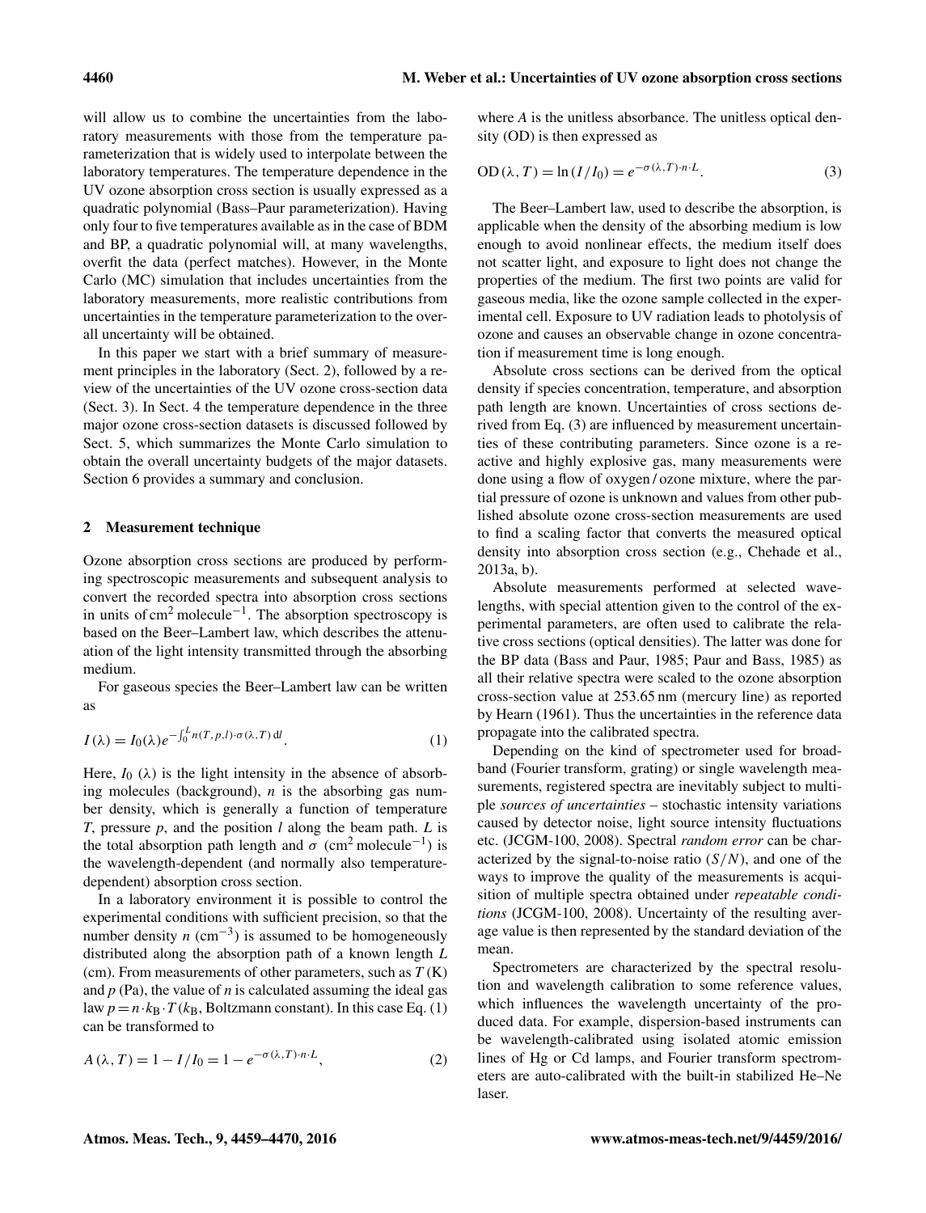will allow us to combine the uncertainties from the laboratory measurements with those from the temperature parameterization that is widely used to interpolate between the laboratory temperatures. The temperature dependence in the UV ozone absorption cross section is usually expressed as a quadratic polynomial (Bass–Paur parameterization). Having only four to five temperatures available as in the case of BDM and BP, a quadratic polynomial will, at many wavelengths, overfit the data (perfect matches). However, in the Monte Carlo (MC) simulation that includes uncertainties from the laboratory measurements, more realistic contributions from uncertainties in the temperature parameterization to the overall uncertainty will be obtained.

In this paper we start with a brief summary of measurement principles in the laboratory (Sect. 2), followed by a review of the uncertainties of the UV ozone cross-section data (Sect. 3). In Sect. 4 the temperature dependence in the three major ozone cross-section datasets is discussed followed by Sect. 5, which summarizes the Monte Carlo simulation to obtain the overall uncertainty budgets of the major datasets. Section 6 provides a summary and conclusion.

## 2 Measurement technique

Ozone absorption cross sections are produced by performing spectroscopic measurements and subsequent analysis to convert the recorded spectra into absorption cross sections in units of $\mathrm{cm^2\,molecule^{-1}}$. The absorption spectroscopy is based on the Beer–Lambert law, which describes the attenuation of the light intensity transmitted through the absorbing medium.

For gaseous species the Beer–Lambert law can be written as

$$I(\lambda) = I_0(\lambda) e^{-\int_0^L n(T,p,l)\cdot\sigma(\lambda,T)\,\mathrm{d}l}. \tag{1}$$

Here, $I_0$ ($\lambda$) is the light intensity in the absence of absorbing molecules (background), $n$ is the absorbing gas number density, which is generally a function of temperature $T$, pressure $p$, and the position $l$ along the beam path. $L$ is the total absorption path length and $\sigma$ ($\mathrm{cm^2\,molecule^{-1}}$) is the wavelength-dependent (and normally also temperature-dependent) absorption cross section.

In a laboratory environment it is possible to control the experimental conditions with sufficient precision, so that the number density $n$ ($\mathrm{cm^{-3}}$) is assumed to be homogeneously distributed along the absorption path of a known length $L$ (cm). From measurements of other parameters, such as $T$ (K) and $p$ (Pa), the value of $n$ is calculated assuming the ideal gas law $p = n\cdot k_\mathrm{B}\cdot T$ ($k_\mathrm{B}$, Boltzmann constant). In this case Eq. (1) can be transformed to

$$A(\lambda,T) = 1 - I/I_0 = 1 - e^{-\sigma(\lambda,T)\cdot n\cdot L}, \tag{2}$$

where $A$ is the unitless absorbance. The unitless optical density (OD) is then expressed as

$$\mathrm{OD}(\lambda,T) = \ln(I/I_0) = e^{-\sigma(\lambda,T)\cdot n\cdot L}. \tag{3}$$

The Beer–Lambert law, used to describe the absorption, is applicable when the density of the absorbing medium is low enough to avoid nonlinear effects, the medium itself does not scatter light, and exposure to light does not change the properties of the medium. The first two points are valid for gaseous media, like the ozone sample collected in the experimental cell. Exposure to UV radiation leads to photolysis of ozone and causes an observable change in ozone concentration if measurement time is long enough.

Absolute cross sections can be derived from the optical density if species concentration, temperature, and absorption path length are known. Uncertainties of cross sections derived from Eq. (3) are influenced by measurement uncertainties of these contributing parameters. Since ozone is a reactive and highly explosive gas, many measurements were done using a flow of oxygen / ozone mixture, where the partial pressure of ozone is unknown and values from other published absolute ozone cross-section measurements are used to find a scaling factor that converts the measured optical density into absorption cross section (e.g., Chehade et al., 2013a, b).

Absolute measurements performed at selected wavelengths, with special attention given to the control of the experimental parameters, are often used to calibrate the relative cross sections (optical densities). The latter was done for the BP data (Bass and Paur, 1985; Paur and Bass, 1985) as all their relative spectra were scaled to the ozone absorption cross-section value at 253.65 nm (mercury line) as reported by Hearn (1961). Thus the uncertainties in the reference data propagate into the calibrated spectra.

Depending on the kind of spectrometer used for broadband (Fourier transform, grating) or single wavelength measurements, registered spectra are inevitably subject to multiple *sources of uncertainties* – stochastic intensity variations caused by detector noise, light source intensity fluctuations etc. (JCGM-100, 2008). Spectral *random error* can be characterized by the signal-to-noise ratio ($S/N$), and one of the ways to improve the quality of the measurements is acquisition of multiple spectra obtained under *repeatable conditions* (JCGM-100, 2008). Uncertainty of the resulting average value is then represented by the standard deviation of the mean.

Spectrometers are characterized by the spectral resolution and wavelength calibration to some reference values, which influences the wavelength uncertainty of the produced data. For example, dispersion-based instruments can be wavelength-calibrated using isolated atomic emission lines of Hg or Cd lamps, and Fourier transform spectrometers are auto-calibrated with the built-in stabilized He–Ne laser.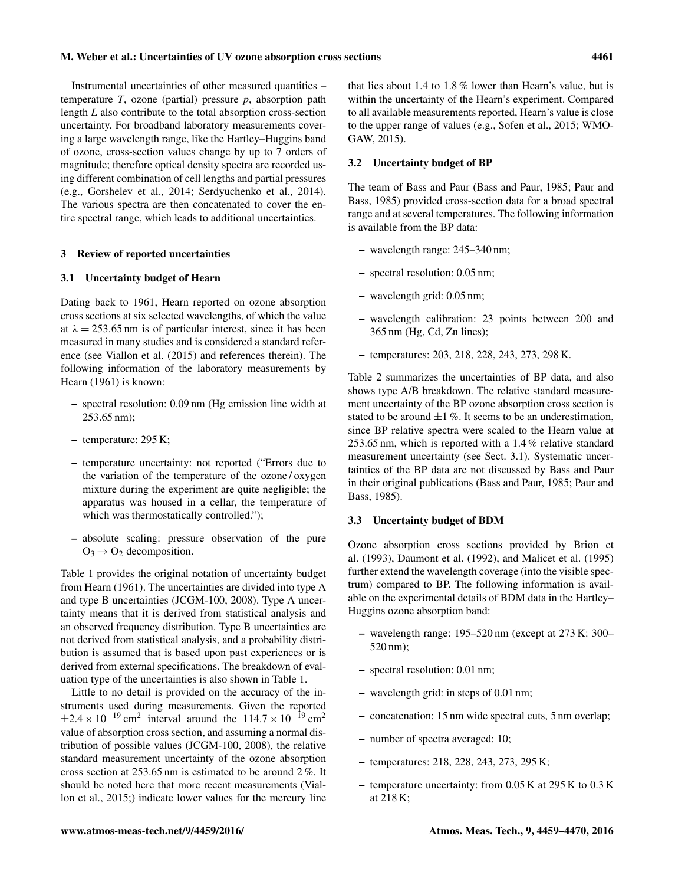Instrumental uncertainties of other measured quantities – temperature $T$, ozone (partial) pressure $p$, absorption path length $L$ also contribute to the total absorption cross-section uncertainty. For broadband laboratory measurements covering a large wavelength range, like the Hartley–Huggins band of ozone, cross-section values change by up to 7 orders of magnitude; therefore optical density spectra are recorded using different combination of cell lengths and partial pressures (e.g., Gorshelev et al., 2014; Serdyuchenko et al., 2014). The various spectra are then concatenated to cover the entire spectral range, which leads to additional uncertainties.

## 3 Review of reported uncertainties

### 3.1 Uncertainty budget of Hearn

Dating back to 1961, Hearn reported on ozone absorption cross sections at six selected wavelengths, of which the value at $\lambda = 253.65$ nm is of particular interest, since it has been measured in many studies and is considered a standard reference (see Viallon et al. (2015) and references therein). The following information of the laboratory measurements by Hearn (1961) is known:

- spectral resolution: 0.09 nm (Hg emission line width at 253.65 nm);
- temperature: 295 K;
- temperature uncertainty: not reported ("Errors due to the variation of the temperature of the ozone / oxygen mixture during the experiment are quite negligible; the apparatus was housed in a cellar, the temperature of which was thermostatically controlled.");
- absolute scaling: pressure observation of the pure $O_3 \rightarrow O_2$ decomposition.

Table 1 provides the original notation of uncertainty budget from Hearn (1961). The uncertainties are divided into type A and type B uncertainties (JCGM-100, 2008). Type A uncertainty means that it is derived from statistical analysis and an observed frequency distribution. Type B uncertainties are not derived from statistical analysis, and a probability distribution is assumed that is based upon past experiences or is derived from external specifications. The breakdown of evaluation type of the uncertainties is also shown in Table 1.

Little to no detail is provided on the accuracy of the instruments used during measurements. Given the reported $\pm 2.4 \times 10^{-19}\,\text{cm}^2$ interval around the $114.7 \times 10^{-19}\,\text{cm}^2$ value of absorption cross section, and assuming a normal distribution of possible values (JCGM-100, 2008), the relative standard measurement uncertainty of the ozone absorption cross section at 253.65 nm is estimated to be around 2 %. It should be noted here that more recent measurements (Viallon et al., 2015;) indicate lower values for the mercury line that lies about 1.4 to 1.8 % lower than Hearn's value, but is within the uncertainty of the Hearn's experiment. Compared to all available measurements reported, Hearn's value is close to the upper range of values (e.g., Sofen et al., 2015; WMO-GAW, 2015).

### 3.2 Uncertainty budget of BP

The team of Bass and Paur (Bass and Paur, 1985; Paur and Bass, 1985) provided cross-section data for a broad spectral range and at several temperatures. The following information is available from the BP data:

- wavelength range: 245–340 nm;
- spectral resolution: 0.05 nm;
- wavelength grid: 0.05 nm;
- wavelength calibration: 23 points between 200 and 365 nm (Hg, Cd, Zn lines);
- temperatures: 203, 218, 228, 243, 273, 298 K.

Table 2 summarizes the uncertainties of BP data, and also shows type A/B breakdown. The relative standard measurement uncertainty of the BP ozone absorption cross section is stated to be around $\pm 1$ %. It seems to be an underestimation, since BP relative spectra were scaled to the Hearn value at 253.65 nm, which is reported with a 1.4 % relative standard measurement uncertainty (see Sect. 3.1). Systematic uncertainties of the BP data are not discussed by Bass and Paur in their original publications (Bass and Paur, 1985; Paur and Bass, 1985).

### 3.3 Uncertainty budget of BDM

Ozone absorption cross sections provided by Brion et al. (1993), Daumont et al. (1992), and Malicet et al. (1995) further extend the wavelength coverage (into the visible spectrum) compared to BP. The following information is available on the experimental details of BDM data in the Hartley–Huggins ozone absorption band:

- wavelength range: 195–520 nm (except at 273 K: 300–520 nm);
- spectral resolution: 0.01 nm;
- wavelength grid: in steps of 0.01 nm;
- concatenation: 15 nm wide spectral cuts, 5 nm overlap;
- number of spectra averaged: 10;
- temperatures: 218, 228, 243, 273, 295 K;
- temperature uncertainty: from 0.05 K at 295 K to 0.3 K at 218 K;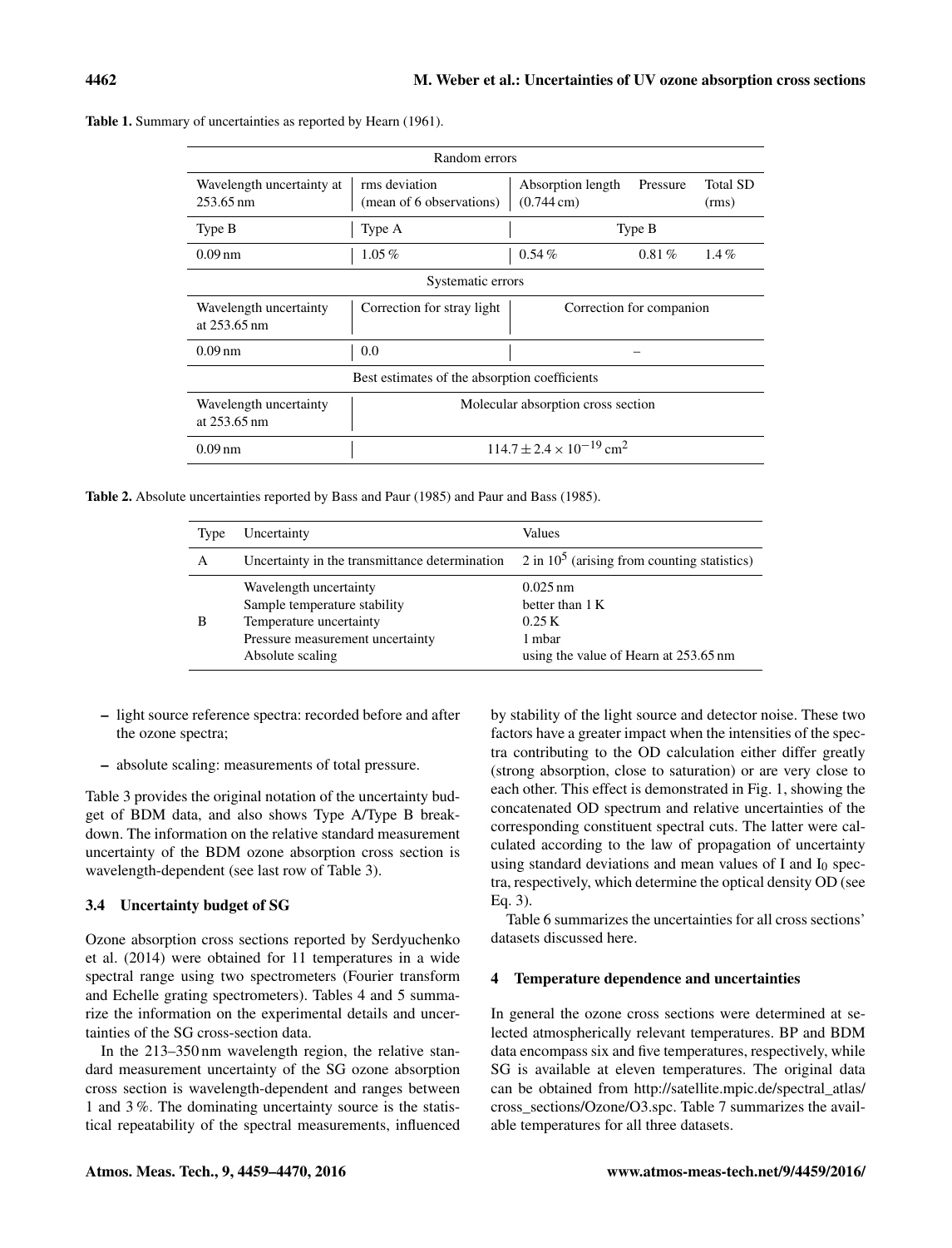**Table 1.** Summary of uncertainties as reported by Hearn (1961).

| Random errors | | | | |
|---|---|---|---|---|
| Wavelength uncertainty at 253.65 nm | rms deviation (mean of 6 observations) | Absorption length (0.744 cm) | Pressure | Total SD (rms) |
| Type B | Type A | Type B | | |
| 0.09 nm | 1.05 % | 0.54 % | 0.81 % | 1.4 % |
| **Systematic errors** | | | | |
| Wavelength uncertainty at 253.65 nm | Correction for stray light | Correction for companion | | |
| 0.09 nm | 0.0 | – | | |
| **Best estimates of the absorption coefficients** | | | | |
| Wavelength uncertainty at 253.65 nm | Molecular absorption cross section | | | |
| 0.09 nm | $114.7 \pm 2.4 \times 10^{-19}\,\mathrm{cm}^2$ | | | |

**Table 2.** Absolute uncertainties reported by Bass and Paur (1985) and Paur and Bass (1985).

| Type | Uncertainty | Values |
|---|---|---|
| A | Uncertainty in the transmittance determination | 2 in $10^5$ (arising from counting statistics) |
| B | Wavelength uncertainty | 0.025 nm |
| | Sample temperature stability | better than 1 K |
| | Temperature uncertainty | 0.25 K |
| | Pressure measurement uncertainty | 1 mbar |
| | Absolute scaling | using the value of Hearn at 253.65 nm |

- light source reference spectra: recorded before and after the ozone spectra;
- absolute scaling: measurements of total pressure.

Table 3 provides the original notation of the uncertainty budget of BDM data, and also shows Type A/Type B breakdown. The information on the relative standard measurement uncertainty of the BDM ozone absorption cross section is wavelength-dependent (see last row of Table 3).

### 3.4 Uncertainty budget of SG

Ozone absorption cross sections reported by Serdyuchenko et al. (2014) were obtained for 11 temperatures in a wide spectral range using two spectrometers (Fourier transform and Echelle grating spectrometers). Tables 4 and 5 summarize the information on the experimental details and uncertainties of the SG cross-section data.

In the 213–350 nm wavelength region, the relative standard measurement uncertainty of the SG ozone absorption cross section is wavelength-dependent and ranges between 1 and 3 %. The dominating uncertainty source is the statistical repeatability of the spectral measurements, influenced by stability of the light source and detector noise. These two factors have a greater impact when the intensities of the spectra contributing to the OD calculation either differ greatly (strong absorption, close to saturation) or are very close to each other. This effect is demonstrated in Fig. 1, showing the concatenated OD spectrum and relative uncertainties of the corresponding constituent spectral cuts. The latter were calculated according to the law of propagation of uncertainty using standard deviations and mean values of I and $I_0$ spectra, respectively, which determine the optical density OD (see Eq. 3).

Table 6 summarizes the uncertainties for all cross sections' datasets discussed here.

## 4 Temperature dependence and uncertainties

In general the ozone cross sections were determined at selected atmospherically relevant temperatures. BP and BDM data encompass six and five temperatures, respectively, while SG is available at eleven temperatures. The original data can be obtained from http://satellite.mpic.de/spectral_atlas/cross_sections/Ozone/O3.spc. Table 7 summarizes the available temperatures for all three datasets.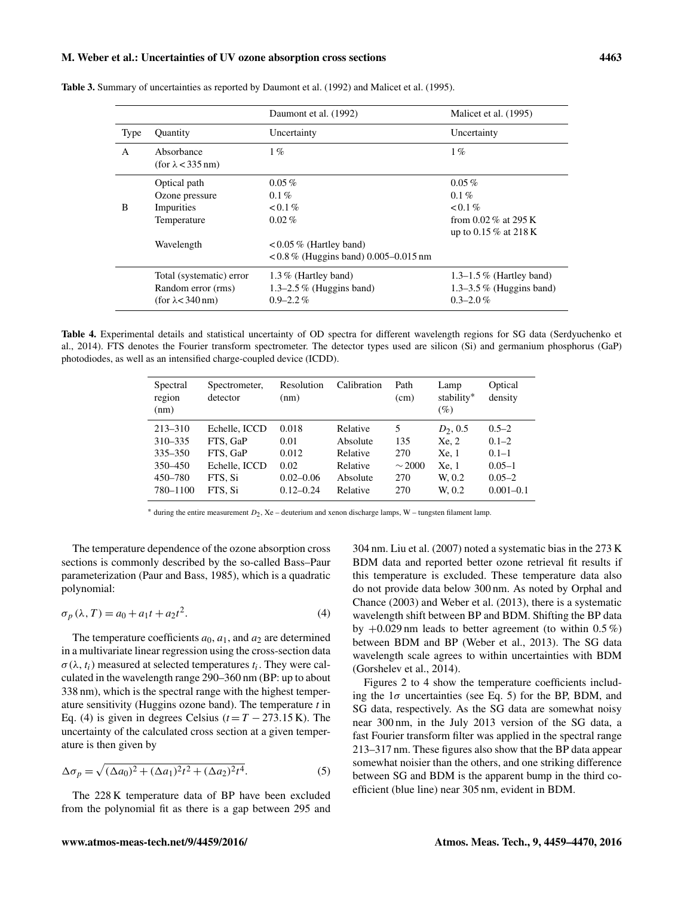**Table 3.** Summary of uncertainties as reported by Daumont et al. (1992) and Malicet et al. (1995).

| | | Daumont et al. (1992) | Malicet et al. (1995) |
|---|---|---|---|
| Type | Quantity | Uncertainty | Uncertainty |
| A | Absorbance (for $\lambda < 335$ nm) | 1 % | 1 % |
| B | Optical path | 0.05 % | 0.05 % |
| | Ozone pressure | 0.1 % | 0.1 % |
| | Impurities | < 0.1 % | < 0.1 % |
| | Temperature | 0.02 % | from 0.02 % at 295 K up to 0.15 % at 218 K |
| | Wavelength | < 0.05 % (Hartley band) < 0.8 % (Huggins band) 0.005–0.015 nm | |
| | Total (systematic) error | 1.3 % (Hartley band) | 1.3–1.5 % (Hartley band) |
| | Random error (rms) | 1.3–2.5 % (Huggins band) | 1.3–3.5 % (Huggins band) |
| | (for $\lambda < 340$ nm) | 0.9–2.2 % | 0.3–2.0 % |

**Table 4.** Experimental details and statistical uncertainty of OD spectra for different wavelength regions for SG data (Serdyuchenko et al., 2014). FTS denotes the Fourier transform spectrometer. The detector types used are silicon (Si) and germanium phosphorus (GaP) photodiodes, as well as an intensified charge-coupled device (ICDD).

| Spectral region (nm) | Spectrometer, detector | Resolution (nm) | Calibration | Path (cm) | Lamp stability* (%) | Optical density |
|---|---|---|---|---|---|---|
| 213–310 | Echelle, ICCD | 0.018 | Relative | 5 | $D_2$, 0.5 | 0.5–2 |
| 310–335 | FTS, GaP | 0.01 | Absolute | 135 | Xe, 2 | 0.1–2 |
| 335–350 | FTS, GaP | 0.012 | Relative | 270 | Xe, 1 | 0.1–1 |
| 350–450 | Echelle, ICCD | 0.02 | Relative | ∼ 2000 | Xe, 1 | 0.05–1 |
| 450–780 | FTS, Si | 0.02–0.06 | Absolute | 270 | W, 0.2 | 0.05–2 |
| 780–1100 | FTS, Si | 0.12–0.24 | Relative | 270 | W, 0.2 | 0.001–0.1 |

\* during the entire measurement $D_2$, Xe – deuterium and xenon discharge lamps, W – tungsten filament lamp.

The temperature dependence of the ozone absorption cross sections is commonly described by the so-called Bass–Paur parameterization (Paur and Bass, 1985), which is a quadratic polynomial:

$$\sigma_p(\lambda, T) = a_0 + a_1 t + a_2 t^2. \tag{4}$$

The temperature coefficients $a_0$, $a_1$, and $a_2$ are determined in a multivariate linear regression using the cross-section data $\sigma(\lambda, t_i)$ measured at selected temperatures $t_i$. They were calculated in the wavelength range 290–360 nm (BP: up to about 338 nm), which is the spectral range with the highest temperature sensitivity (Huggins ozone band). The temperature $t$ in Eq. (4) is given in degrees Celsius ($t = T - 273.15$ K). The uncertainty of the calculated cross section at a given temperature is then given by

$$\Delta\sigma_p = \sqrt{(\Delta a_0)^2 + (\Delta a_1)^2 t^2 + (\Delta a_2)^2 t^4}. \tag{5}$$

The 228 K temperature data of BP have been excluded from the polynomial fit as there is a gap between 295 and 304 nm. Liu et al. (2007) noted a systematic bias in the 273 K BDM data and reported better ozone retrieval fit results if this temperature is excluded. These temperature data also do not provide data below 300 nm. As noted by Orphal and Chance (2003) and Weber et al. (2013), there is a systematic wavelength shift between BP and BDM. Shifting the BP data by +0.029 nm leads to better agreement (to within 0.5 %) between BDM and BP (Weber et al., 2013). The SG data wavelength scale agrees to within uncertainties with BDM (Gorshelev et al., 2014).

Figures 2 to 4 show the temperature coefficients including the $1\sigma$ uncertainties (see Eq. 5) for the BP, BDM, and SG data, respectively. As the SG data are somewhat noisy near 300 nm, in the July 2013 version of the SG data, a fast Fourier transform filter was applied in the spectral range 213–317 nm. These figures also show that the BP data appear somewhat noisier than the others, and one striking difference between SG and BDM is the apparent bump in the third coefficient (blue line) near 305 nm, evident in BDM.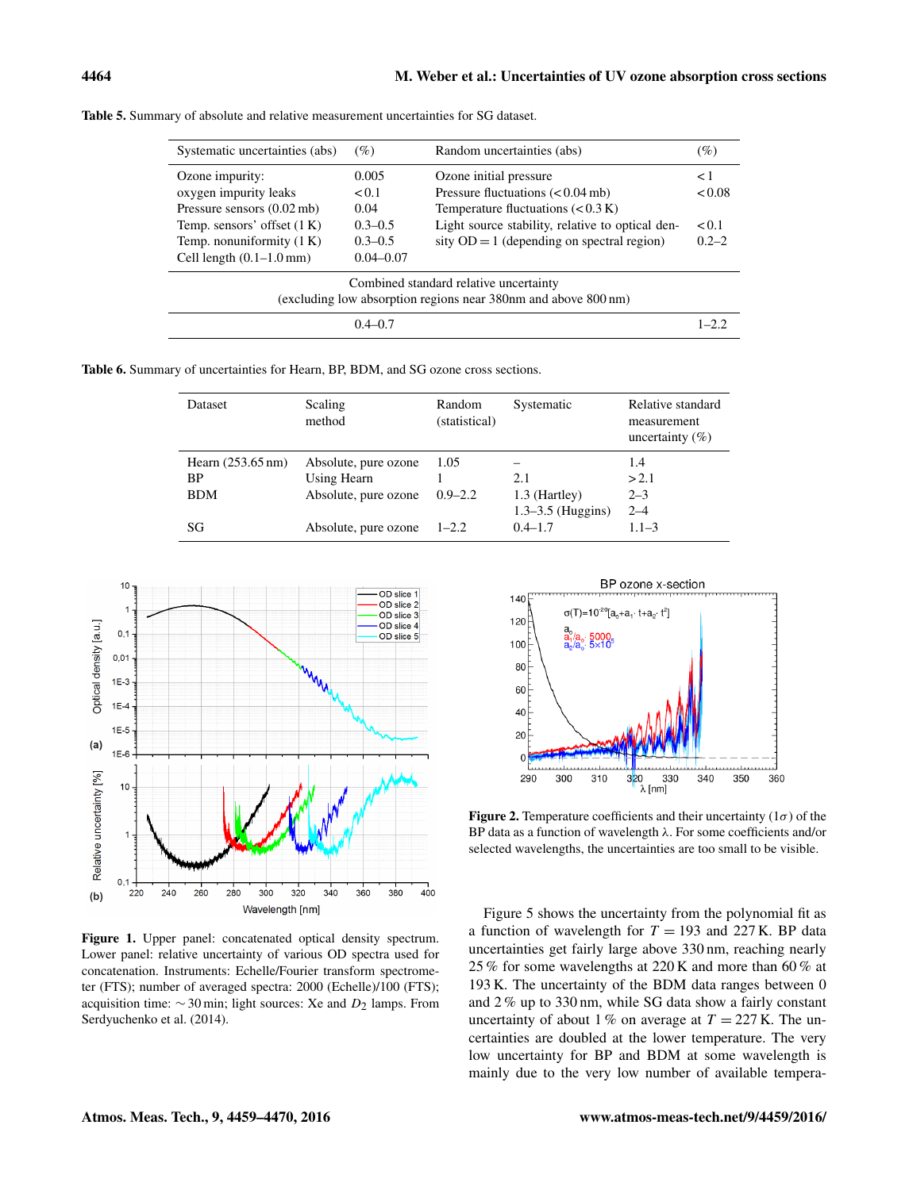**Table 5.** Summary of absolute and relative measurement uncertainties for SG dataset.

| Systematic uncertainties (abs) | (%) | Random uncertainties (abs) | (%) |
|---|---|---|---|
| Ozone impurity: | 0.005 | Ozone initial pressure | < 1 |
| oxygen impurity leaks | < 0.1 | Pressure fluctuations (< 0.04 mb) | < 0.08 |
| Pressure sensors (0.02 mb) | 0.04 | Temperature fluctuations (< 0.3 K) | |
| Temp. sensors' offset (1 K) | 0.3–0.5 | Light source stability, relative to optical density OD = 1 (depending on spectral region) | < 0.1 |
| Temp. nonuniformity (1 K) | 0.3–0.5 | | 0.2–2 |
| Cell length (0.1–1.0 mm) | 0.04–0.07 | | |
| Combined standard relative uncertainty (excluding low absorption regions near 380nm and above 800 nm) | | | |
| | 0.4–0.7 | | 1–2.2 |

**Table 6.** Summary of uncertainties for Hearn, BP, BDM, and SG ozone cross sections.

| Dataset | Scaling method | Random (statistical) | Systematic | Relative standard measurement uncertainty (%) |
|---|---|---|---|---|
| Hearn (253.65 nm) | Absolute, pure ozone | 1.05 | – | 1.4 |
| BP | Using Hearn | 1 | 2.1 | > 2.1 |
| BDM | Absolute, pure ozone | 0.9–2.2 | 1.3 (Hartley) | 2–3 |
| | | | 1.3–3.5 (Huggins) | 2–4 |
| SG | Absolute, pure ozone | 1–2.2 | 0.4–1.7 | 1.1–3 |

**Figure 1.** Upper panel: concatenated optical density spectrum. Lower panel: relative uncertainty of various OD spectra used for concatenation. Instruments: Echelle/Fourier transform spectrometer (FTS); number of averaged spectra: 2000 (Echelle)/100 (FTS); acquisition time: ~ 30 min; light sources: Xe and $D_2$ lamps. From Serdyuchenko et al. (2014).

**Figure 2.** Temperature coefficients and their uncertainty ($1\sigma$) of the BP data as a function of wavelength $\lambda$. For some coefficients and/or selected wavelengths, the uncertainties are too small to be visible.

Figure 5 shows the uncertainty from the polynomial fit as a function of wavelength for $T = 193$ and 227 K. BP data uncertainties get fairly large above 330 nm, reaching nearly 25 % for some wavelengths at 220 K and more than 60 % at 193 K. The uncertainty of the BDM data ranges between 0 and 2 % up to 330 nm, while SG data show a fairly constant uncertainty of about 1 % on average at $T = 227$ K. The uncertainties are doubled at the lower temperature. The very low uncertainty for BP and BDM at some wavelength is mainly due to the very low number of available tempera-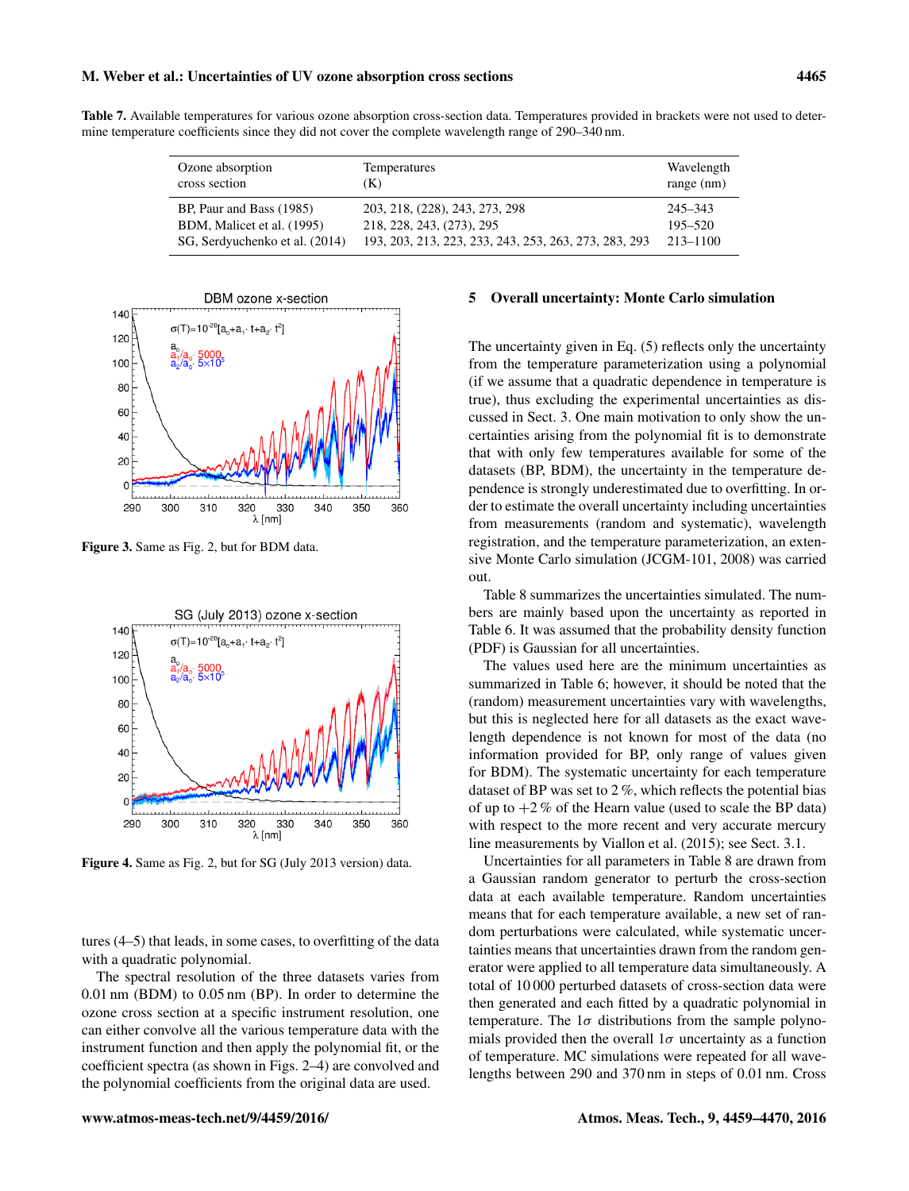**Table 7.** Available temperatures for various ozone absorption cross-section data. Temperatures provided in brackets were not used to determine temperature coefficients since they did not cover the complete wavelength range of 290–340 nm.

| Ozone absorption cross section | Temperatures (K) | Wavelength range (nm) |
|---|---|---|
| BP, Paur and Bass (1985) | 203, 218, (228), 243, 273, 298 | 245–343 |
| BDM, Malicet et al. (1995) | 218, 228, 243, (273), 295 | 195–520 |
| SG, Serdyuchenko et al. (2014) | 193, 203, 213, 223, 233, 243, 253, 263, 273, 283, 293 | 213–1100 |

**Figure 3.** Same as Fig. 2, but for BDM data.

**Figure 4.** Same as Fig. 2, but for SG (July 2013 version) data.

tures (4–5) that leads, in some cases, to overfitting of the data with a quadratic polynomial.

The spectral resolution of the three datasets varies from 0.01 nm (BDM) to 0.05 nm (BP). In order to determine the ozone cross section at a specific instrument resolution, one can either convolve all the temperature data with the instrument function and then apply the polynomial fit, or the coefficient spectra (as shown in Figs. 2–4) are convolved and the polynomial coefficients from the original data are used.

## 5 Overall uncertainty: Monte Carlo simulation

The uncertainty given in Eq. (5) reflects only the uncertainty from the temperature parameterization using a polynomial (if we assume that a quadratic dependence in temperature is true), thus excluding the experimental uncertainties as discussed in Sect. 3. One main motivation to only show the uncertainties arising from the polynomial fit is to demonstrate that with only few temperatures available for some of the datasets (BP, BDM), the uncertainty in the temperature dependence is strongly underestimated due to overfitting. In order to estimate the overall uncertainty including uncertainties from measurements (random and systematic), wavelength registration, and the temperature parameterization, an extensive Monte Carlo simulation (JCGM-101, 2008) was carried out.

Table 8 summarizes the uncertainties simulated. The numbers are mainly based upon the uncertainty as reported in Table 6. It was assumed that the probability density function (PDF) is Gaussian for all uncertainties.

The values used here are the minimum uncertainties as summarized in Table 6; however, it should be noted that the (random) measurement uncertainties vary with wavelengths, but this is neglected here for all datasets as the exact wavelength dependence is not known for most of the data (no information provided for BP, only range of values given for BDM). The systematic uncertainty for each temperature dataset of BP was set to 2 %, which reflects the potential bias of up to +2 % of the Hearn value (used to scale the BP data) with respect to the more recent and very accurate mercury line measurements by Viallon et al. (2015); see Sect. 3.1.

Uncertainties for all parameters in Table 8 are drawn from a Gaussian random generator to perturb the cross-section data at each available temperature. Random uncertainties means that for each temperature available, a new set of random perturbations were calculated, while systematic uncertainties means that uncertainties drawn from the random generator were applied to all temperature data simultaneously. A total of 10 000 perturbed datasets of cross-section data were then generated and each fitted by a quadratic polynomial in temperature. The $1\sigma$ distributions from the sample polynomials provided then the overall $1\sigma$ uncertainty as a function of temperature. MC simulations were repeated for all wavelengths between 290 and 370 nm in steps of 0.01 nm. Cross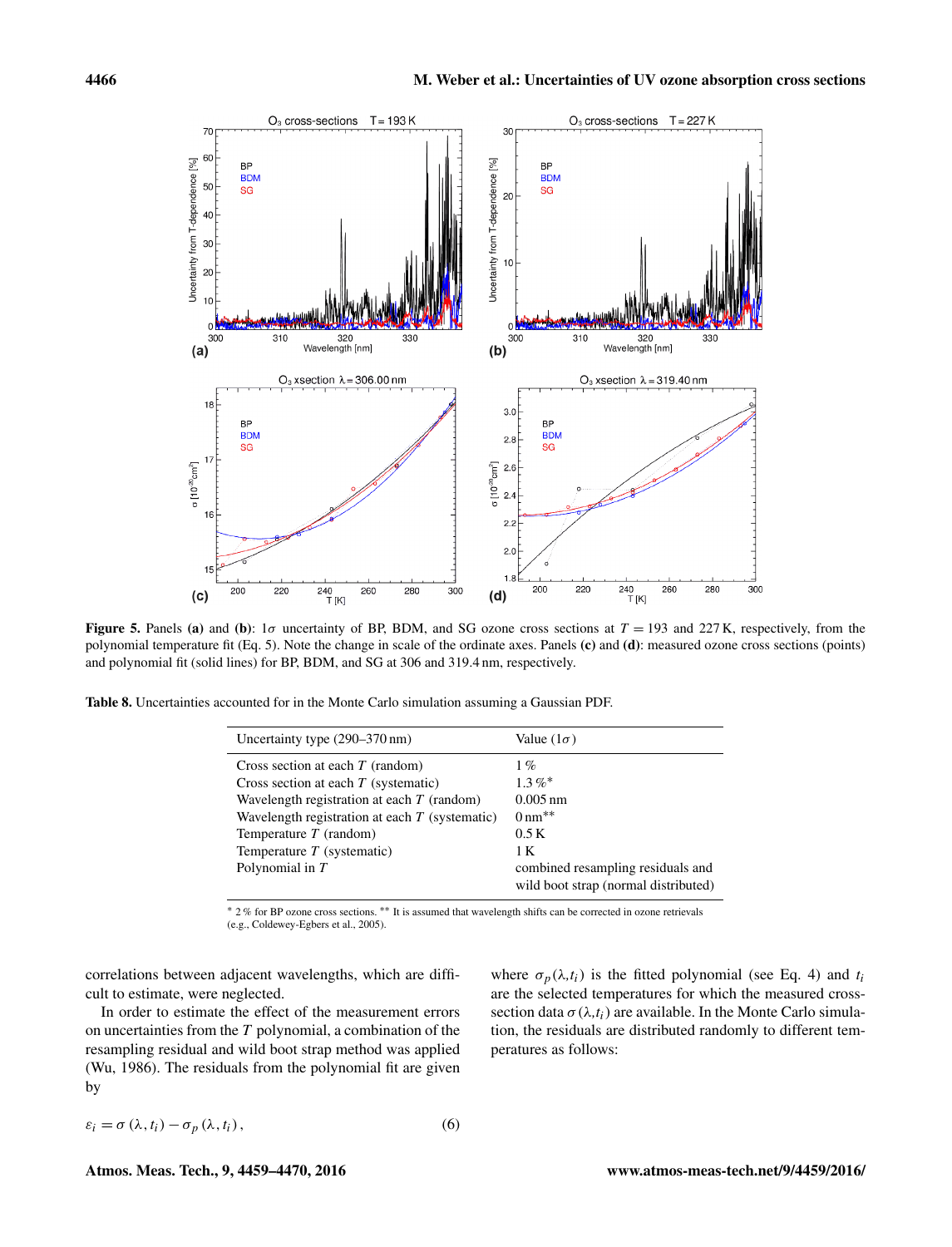**Figure 5.** Panels **(a)** and **(b)**: $1\sigma$ uncertainty of BP, BDM, and SG ozone cross sections at $T = 193$ and 227 K, respectively, from the polynomial temperature fit (Eq. 5). Note the change in scale of the ordinate axes. Panels **(c)** and **(d)**: measured ozone cross sections (points) and polynomial fit (solid lines) for BP, BDM, and SG at 306 and 319.4 nm, respectively.

**Table 8.** Uncertainties accounted for in the Monte Carlo simulation assuming a Gaussian PDF.

| Uncertainty type (290–370 nm) | Value ($1\sigma$) |
|---|---|
| Cross section at each $T$ (random) | 1 % |
| Cross section at each $T$ (systematic) | 1.3 %* |
| Wavelength registration at each $T$ (random) | 0.005 nm |
| Wavelength registration at each $T$ (systematic) | 0 nm** |
| Temperature $T$ (random) | 0.5 K |
| Temperature $T$ (systematic) | 1 K |
| Polynomial in $T$ | combined resampling residuals and wild boot strap (normal distributed) |

* 2 % for BP ozone cross sections. ** It is assumed that wavelength shifts can be corrected in ozone retrievals (e.g., Coldewey-Egbers et al., 2005).

correlations between adjacent wavelengths, which are difficult to estimate, were neglected.

In order to estimate the effect of the measurement errors on uncertainties from the $T$ polynomial, a combination of the resampling residual and wild boot strap method was applied (Wu, 1986). The residuals from the polynomial fit are given by

$$\varepsilon_i = \sigma(\lambda, t_i) - \sigma_p(\lambda, t_i), \tag{6}$$

where $\sigma_p(\lambda, t_i)$ is the fitted polynomial (see Eq. 4) and $t_i$ are the selected temperatures for which the measured cross-section data $\sigma(\lambda, t_i)$ are available. In the Monte Carlo simulation, the residuals are distributed randomly to different temperatures as follows: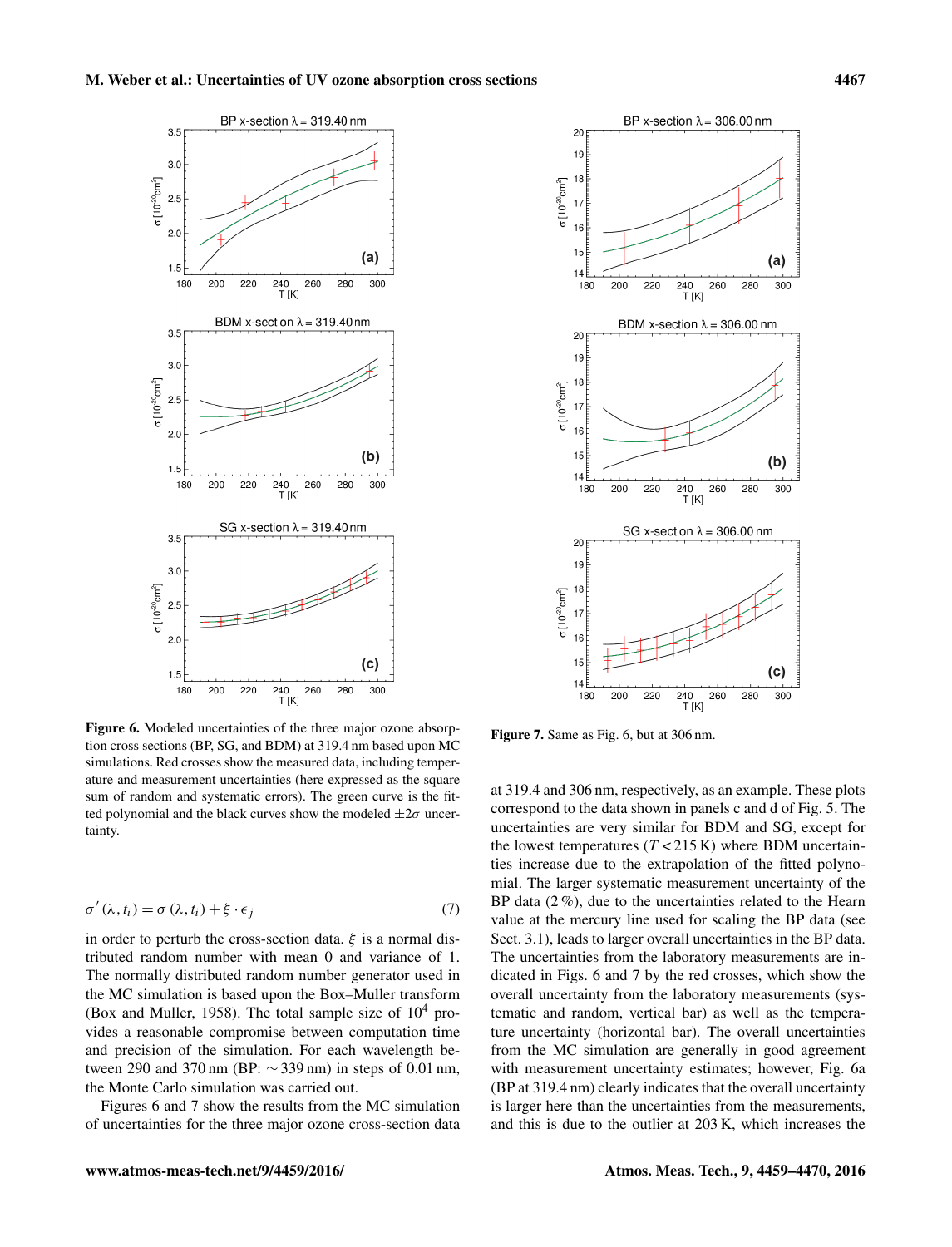**Figure 6.** Modeled uncertainties of the three major ozone absorption cross sections (BP, SG, and BDM) at 319.4 nm based upon MC simulations. Red crosses show the measured data, including temperature and measurement uncertainties (here expressed as the square sum of random and systematic errors). The green curve is the fitted polynomial and the black curves show the modeled $\pm 2\sigma$ uncertainty.

**Figure 7.** Same as Fig. 6, but at 306 nm.

$$\sigma'(\lambda, t_i) = \sigma(\lambda, t_i) + \xi \cdot \epsilon_j \tag{7}$$

in order to perturb the cross-section data. $\xi$ is a normal distributed random number with mean 0 and variance of 1. The normally distributed random number generator used in the MC simulation is based upon the Box–Muller transform (Box and Muller, 1958). The total sample size of $10^4$ provides a reasonable compromise between computation time and precision of the simulation. For each wavelength between 290 and 370 nm (BP: $\sim$339 nm) in steps of 0.01 nm, the Monte Carlo simulation was carried out.

Figures 6 and 7 show the results from the MC simulation of uncertainties for the three major ozone cross-section data at 319.4 and 306 nm, respectively, as an example. These plots correspond to the data shown in panels c and d of Fig. 5. The uncertainties are very similar for BDM and SG, except for the lowest temperatures ($T < 215$ K) where BDM uncertainties increase due to the extrapolation of the fitted polynomial. The larger systematic measurement uncertainty of the BP data (2 %), due to the uncertainties related to the Hearn value at the mercury line used for scaling the BP data (see Sect. 3.1), leads to larger overall uncertainties in the BP data. The uncertainties from the laboratory measurements are indicated in Figs. 6 and 7 by the red crosses, which show the overall uncertainty from the laboratory measurements (systematic and random, vertical bar) as well as the temperature uncertainty (horizontal bar). The overall uncertainties from the MC simulation are generally in good agreement with measurement uncertainty estimates; however, Fig. 6a (BP at 319.4 nm) clearly indicates that the overall uncertainty is larger here than the uncertainties from the measurements, and this is due to the outlier at 203 K, which increases the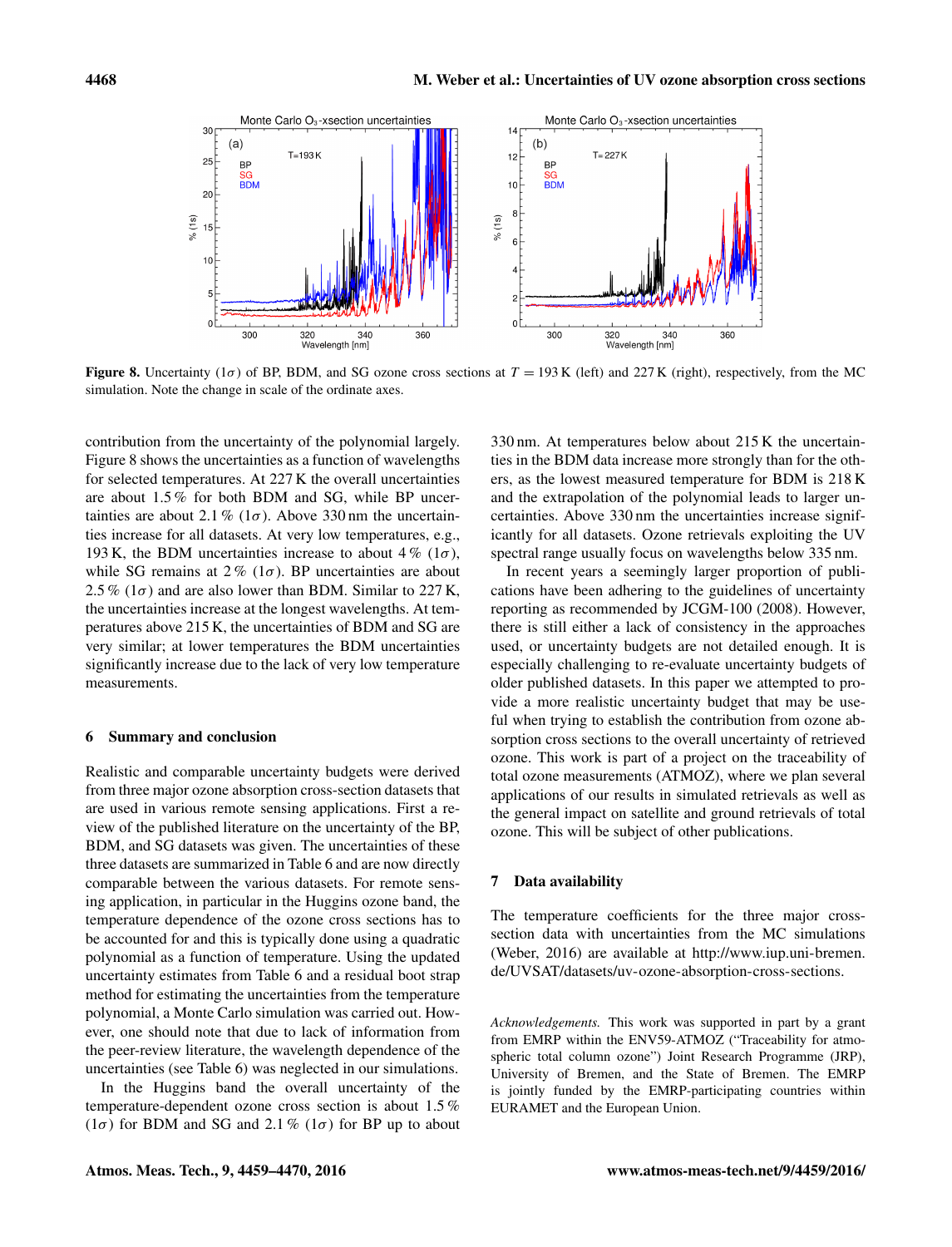**Figure 8.** Uncertainty ($1\sigma$) of BP, BDM, and SG ozone cross sections at $T = 193$ K (left) and 227 K (right), respectively, from the MC simulation. Note the change in scale of the ordinate axes.

contribution from the uncertainty of the polynomial largely. Figure 8 shows the uncertainties as a function of wavelengths for selected temperatures. At 227 K the overall uncertainties are about 1.5 % for both BDM and SG, while BP uncertainties are about 2.1 % ($1\sigma$). Above 330 nm the uncertainties increase for all datasets. At very low temperatures, e.g., 193 K, the BDM uncertainties increase to about 4 % ($1\sigma$), while SG remains at 2 % ($1\sigma$). BP uncertainties are about 2.5 % ($1\sigma$) and are also lower than BDM. Similar to 227 K, the uncertainties increase at the longest wavelengths. At temperatures above 215 K, the uncertainties of BDM and SG are very similar; at lower temperatures the BDM uncertainties significantly increase due to the lack of very low temperature measurements.

## 6 Summary and conclusion

Realistic and comparable uncertainty budgets were derived from three major ozone absorption cross-section datasets that are used in various remote sensing applications. First a review of the published literature on the uncertainty of the BP, BDM, and SG datasets was given. The uncertainties of these three datasets are summarized in Table 6 and are now directly comparable between the various datasets. For remote sensing application, in particular in the Huggins ozone band, the temperature dependence of the ozone cross sections has to be accounted for and this is typically done using a quadratic polynomial as a function of temperature. Using the updated uncertainty estimates from Table 6 and a residual boot strap method for estimating the uncertainties from the temperature polynomial, a Monte Carlo simulation was carried out. However, one should note that due to lack of information from the peer-review literature, the wavelength dependence of the uncertainties (see Table 6) was neglected in our simulations.

In the Huggins band the overall uncertainty of the temperature-dependent ozone cross section is about 1.5 % ($1\sigma$) for BDM and SG and 2.1 % ($1\sigma$) for BP up to about 330 nm. At temperatures below about 215 K the uncertainties in the BDM data increase more strongly than for the others, as the lowest measured temperature for BDM is 218 K and the extrapolation of the polynomial leads to larger uncertainties. Above 330 nm the uncertainties increase significantly for all datasets. Ozone retrievals exploiting the UV spectral range usually focus on wavelengths below 335 nm.

In recent years a seemingly larger proportion of publications have been adhering to the guidelines of uncertainty reporting as recommended by JCGM-100 (2008). However, there is still either a lack of consistency in the approaches used, or uncertainty budgets are not detailed enough. It is especially challenging to re-evaluate uncertainty budgets of older published datasets. In this paper we attempted to provide a more realistic uncertainty budget that may be useful when trying to establish the contribution from ozone absorption cross sections to the overall uncertainty of retrieved ozone. This work is part of a project on the traceability of total ozone measurements (ATMOZ), where we plan several applications of our results in simulated retrievals as well as the general impact on satellite and ground retrievals of total ozone. This will be subject of other publications.

## 7 Data availability

The temperature coefficients for the three major cross-section data with uncertainties from the MC simulations (Weber, 2016) are available at http://www.iup.uni-bremen.de/UVSAT/datasets/uv-ozone-absorption-cross-sections.

*Acknowledgements.* This work was supported in part by a grant from EMRP within the ENV59-ATMOZ ("Traceability for atmospheric total column ozone") Joint Research Programme (JRP), University of Bremen, and the State of Bremen. The EMRP is jointly funded by the EMRP-participating countries within EURAMET and the European Union.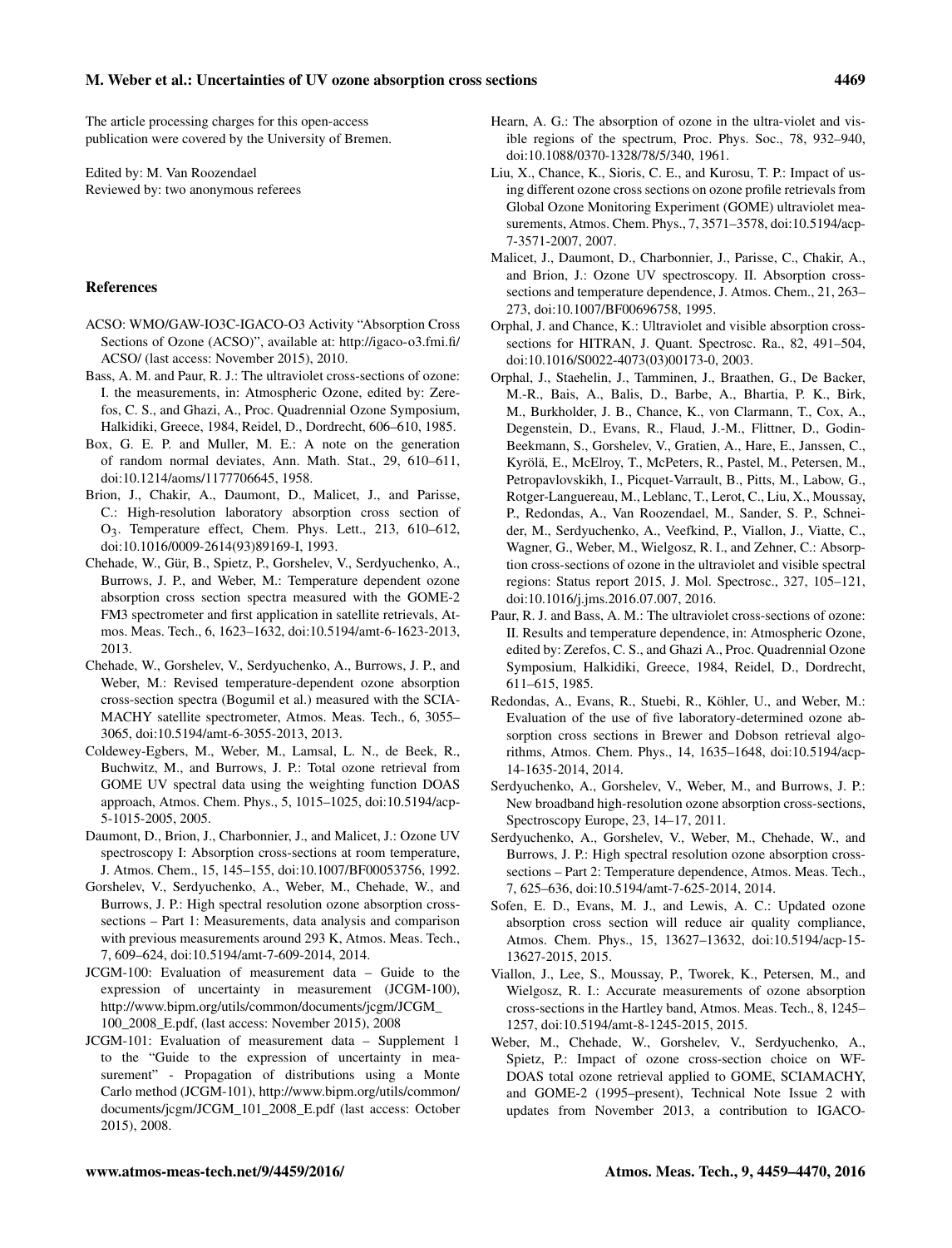The article processing charges for this open-access publication were covered by the University of Bremen.

Edited by: M. Van Roozendael
Reviewed by: two anonymous referees

## References

ACSO: WMO/GAW-IO3C-IGACO-O3 Activity "Absorption Cross Sections of Ozone (ACSO)", available at: http://igaco-o3.fmi.fi/ACSO/ (last access: November 2015), 2010.

Bass, A. M. and Paur, R. J.: The ultraviolet cross-sections of ozone: I. the measurements, in: Atmospheric Ozone, edited by: Zerefos, C. S., and Ghazi, A., Proc. Quadrennial Ozone Symposium, Halkidiki, Greece, 1984, Reidel, D., Dordrecht, 606–610, 1985.

Box, G. E. P. and Muller, M. E.: A note on the generation of random normal deviates, Ann. Math. Stat., 29, 610–611, doi:10.1214/aoms/1177706645, 1958.

Brion, J., Chakir, A., Daumont, D., Malicet, J., and Parisse, C.: High-resolution laboratory absorption cross section of $O_3$. Temperature effect, Chem. Phys. Lett., 213, 610–612, doi:10.1016/0009-2614(93)89169-I, 1993.

Chehade, W., Gür, B., Spietz, P., Gorshelev, V., Serdyuchenko, A., Burrows, J. P., and Weber, M.: Temperature dependent ozone absorption cross section spectra measured with the GOME-2 FM3 spectrometer and first application in satellite retrievals, Atmos. Meas. Tech., 6, 1623–1632, doi:10.5194/amt-6-1623-2013, 2013.

Chehade, W., Gorshelev, V., Serdyuchenko, A., Burrows, J. P., and Weber, M.: Revised temperature-dependent ozone absorption cross-section spectra (Bogumil et al.) measured with the SCIAMACHY satellite spectrometer, Atmos. Meas. Tech., 6, 3055–3065, doi:10.5194/amt-6-3055-2013, 2013.

Coldewey-Egbers, M., Weber, M., Lamsal, L. N., de Beek, R., Buchwitz, M., and Burrows, J. P.: Total ozone retrieval from GOME UV spectral data using the weighting function DOAS approach, Atmos. Chem. Phys., 5, 1015–1025, doi:10.5194/acp-5-1015-2005, 2005.

Daumont, D., Brion, J., Charbonnier, J., and Malicet, J.: Ozone UV spectroscopy I: Absorption cross-sections at room temperature, J. Atmos. Chem., 15, 145–155, doi:10.1007/BF00053756, 1992.

Gorshelev, V., Serdyuchenko, A., Weber, M., Chehade, W., and Burrows, J. P.: High spectral resolution ozone absorption cross-sections – Part 1: Measurements, data analysis and comparison with previous measurements around 293 K, Atmos. Meas. Tech., 7, 609–624, doi:10.5194/amt-7-609-2014, 2014.

JCGM-100: Evaluation of measurement data – Guide to the expression of uncertainty in measurement (JCGM-100), http://www.bipm.org/utils/common/documents/jcgm/JCGM_100_2008_E.pdf, (last access: November 2015), 2008

JCGM-101: Evaluation of measurement data – Supplement 1 to the "Guide to the expression of uncertainty in measurement" - Propagation of distributions using a Monte Carlo method (JCGM-101), http://www.bipm.org/utils/common/documents/jcgm/JCGM_101_2008_E.pdf (last access: October 2015), 2008.

Hearn, A. G.: The absorption of ozone in the ultra-violet and visible regions of the spectrum, Proc. Phys. Soc., 78, 932–940, doi:10.1088/0370-1328/78/5/340, 1961.

Liu, X., Chance, K., Sioris, C. E., and Kurosu, T. P.: Impact of using different ozone cross sections on ozone profile retrievals from Global Ozone Monitoring Experiment (GOME) ultraviolet measurements, Atmos. Chem. Phys., 7, 3571–3578, doi:10.5194/acp-7-3571-2007, 2007.

Malicet, J., Daumont, D., Charbonnier, J., Parisse, C., Chakir, A., and Brion, J.: Ozone UV spectroscopy. II. Absorption cross-sections and temperature dependence, J. Atmos. Chem., 21, 263–273, doi:10.1007/BF00696758, 1995.

Orphal, J. and Chance, K.: Ultraviolet and visible absorption cross-sections for HITRAN, J. Quant. Spectrosc. Ra., 82, 491–504, doi:10.1016/S0022-4073(03)00173-0, 2003.

Orphal, J., Staehelin, J., Tamminen, J., Braathen, G., De Backer, M.-R., Bais, A., Balis, D., Barbe, A., Bhartia, P. K., Birk, M., Burkholder, J. B., Chance, K., von Clarmann, T., Cox, A., Degenstein, D., Evans, R., Flaud, J.-M., Flittner, D., Godin-Beekmann, S., Gorshelev, V., Gratien, A., Hare, E., Janssen, C., Kyrölä, E., McElroy, T., McPeters, R., Pastel, M., Petersen, M., Petropavlovskikh, I., Picquet-Varrault, B., Pitts, M., Labow, G., Rotger-Languereau, M., Leblanc, T., Lerot, C., Liu, X., Moussay, P., Redondas, A., Van Roozendael, M., Sander, S. P., Schneider, M., Serdyuchenko, A., Veefkind, P., Viallon, J., Viatte, C., Wagner, G., Weber, M., Wielgosz, R. I., and Zehner, C.: Absorption cross-sections of ozone in the ultraviolet and visible spectral regions: Status report 2015, J. Mol. Spectrosc., 327, 105–121, doi:10.1016/j.jms.2016.07.007, 2016.

Paur, R. J. and Bass, A. M.: The ultraviolet cross-sections of ozone: II. Results and temperature dependence, in: Atmospheric Ozone, edited by: Zerefos, C. S., and Ghazi A., Proc. Quadrennial Ozone Symposium, Halkidiki, Greece, 1984, Reidel, D., Dordrecht, 611–615, 1985.

Redondas, A., Evans, R., Stuebi, R., Köhler, U., and Weber, M.: Evaluation of the use of five laboratory-determined ozone absorption cross sections in Brewer and Dobson retrieval algorithms, Atmos. Chem. Phys., 14, 1635–1648, doi:10.5194/acp-14-1635-2014, 2014.

Serdyuchenko, A., Gorshelev, V., Weber, M., and Burrows, J. P.: New broadband high-resolution ozone absorption cross-sections, Spectroscopy Europe, 23, 14–17, 2011.

Serdyuchenko, A., Gorshelev, V., Weber, M., Chehade, W., and Burrows, J. P.: High spectral resolution ozone absorption cross-sections – Part 2: Temperature dependence, Atmos. Meas. Tech., 7, 625–636, doi:10.5194/amt-7-625-2014, 2014.

Sofen, E. D., Evans, M. J., and Lewis, A. C.: Updated ozone absorption cross section will reduce air quality compliance, Atmos. Chem. Phys., 15, 13627–13632, doi:10.5194/acp-15-13627-2015, 2015.

Viallon, J., Lee, S., Moussay, P., Tworek, K., Petersen, M., and Wielgosz, R. I.: Accurate measurements of ozone absorption cross-sections in the Hartley band, Atmos. Meas. Tech., 8, 1245–1257, doi:10.5194/amt-8-1245-2015, 2015.

Weber, M., Chehade, W., Gorshelev, V., Serdyuchenko, A., Spietz, P.: Impact of ozone cross-section choice on WF-DOAS total ozone retrieval applied to GOME, SCIAMACHY, and GOME-2 (1995–present), Technical Note Issue 2 with updates from November 2013, a contribution to IGACO-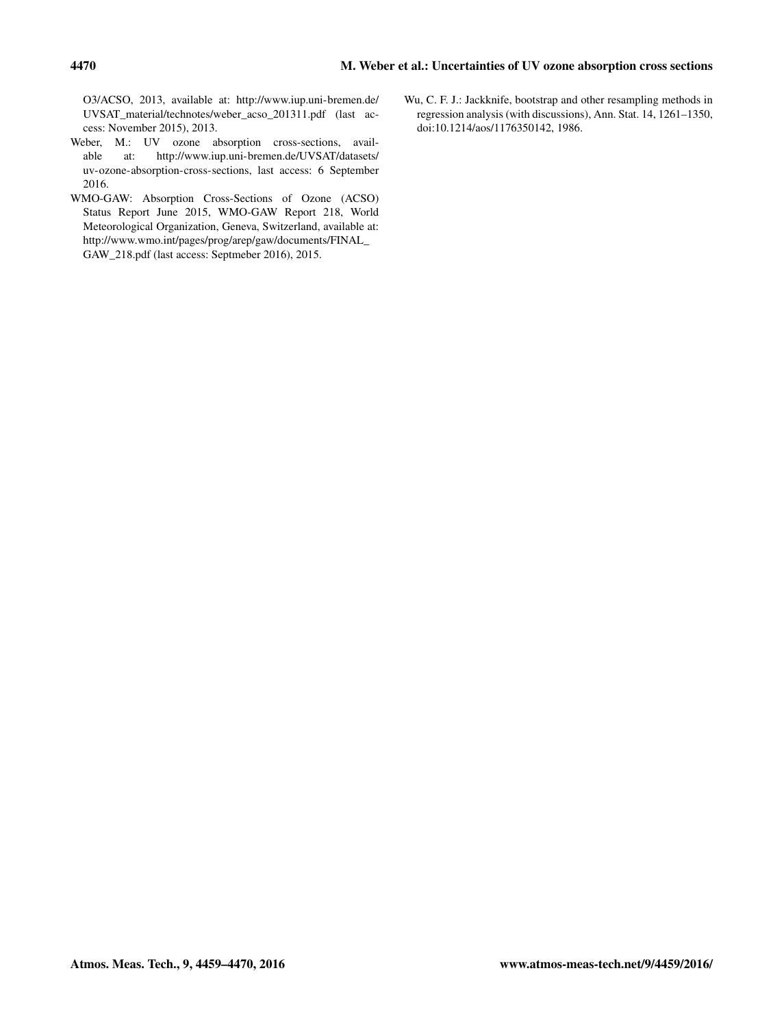O3/ACSO, 2013, available at: http://www.iup.uni-bremen.de/UVSAT_material/technotes/weber_acso_201311.pdf (last access: November 2015), 2013.

Weber, M.: UV ozone absorption cross-sections, available at: http://www.iup.uni-bremen.de/UVSAT/datasets/uv-ozone-absorption-cross-sections, last access: 6 September 2016.

WMO-GAW: Absorption Cross-Sections of Ozone (ACSO) Status Report June 2015, WMO-GAW Report 218, World Meteorological Organization, Geneva, Switzerland, available at: http://www.wmo.int/pages/prog/arep/gaw/documents/FINAL_GAW_218.pdf (last access: Septmeber 2016), 2015.

Wu, C. F. J.: Jackknife, bootstrap and other resampling methods in regression analysis (with discussions), Ann. Stat. 14, 1261–1350, doi:10.1214/aos/1176350142, 1986.